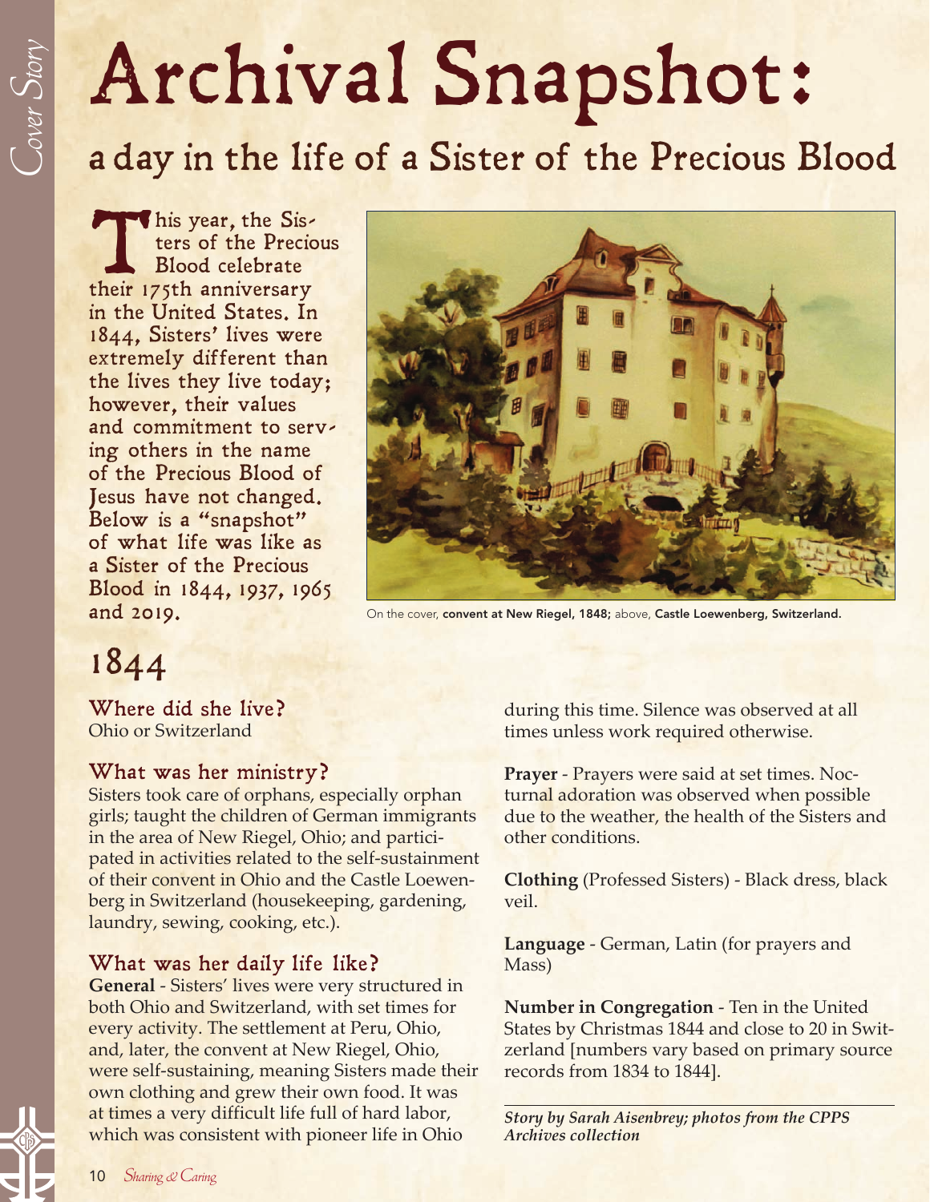# Archival Snapshot:

## a day in the life of a Sister of the Precious Blood

This year, the Sisters of the Precious Blood celebrate their 175th anniversary in the United States. In 1844, Sisters' lives were extremely different than the lives they live today; however, their values and commitment to serving others in the name of the Precious Blood of Jesus have not changed. Below is a "snapshot" of what life was like as a Sister of the Precious Blood in 1844, 1937, 1965 and 2019.

On the cover, **convent at New Riegel, 1848;** above, **Castle Loewenberg, Switzerland.**

## 1844

### Where did she live?

Ohio or Switzerland

### What was her ministry?

Sisters took care of orphans, especially orphan girls; taught the children of German immigrants in the area of New Riegel, Ohio; and participated in activities related to the self-sustainment of their convent in Ohio and the Castle Loewenberg in Switzerland (housekeeping, gardening, laundry, sewing, cooking, etc.).

### What was her daily life like?

**General** - Sisters' lives were very structured in both Ohio and Switzerland, with set times for every activity. The settlement at Peru, Ohio, and, later, the convent at New Riegel, Ohio, were self-sustaining, meaning Sisters made their own clothing and grew their own food. It was at times a very difficult life full of hard labor, which was consistent with pioneer life in Ohio during this time. Silence was observed at all times unless work required otherwise.

**Prayer** - Prayers were said at set times. Nocturnal adoration was observed when possible due to the weather, the health of the Sisters and other conditions.

**Clothing** (Professed Sisters) - Black dress, black veil.

**Language** - German, Latin (for prayers and Mass)

**Number in Congregation** - Ten in the United States by Christmas 1844 and close to 20 in Switzerland [numbers vary based on primary source records from 1834 to 1844].

*Story by Sarah Aisenbrey; photos from the CPPS Archives collection*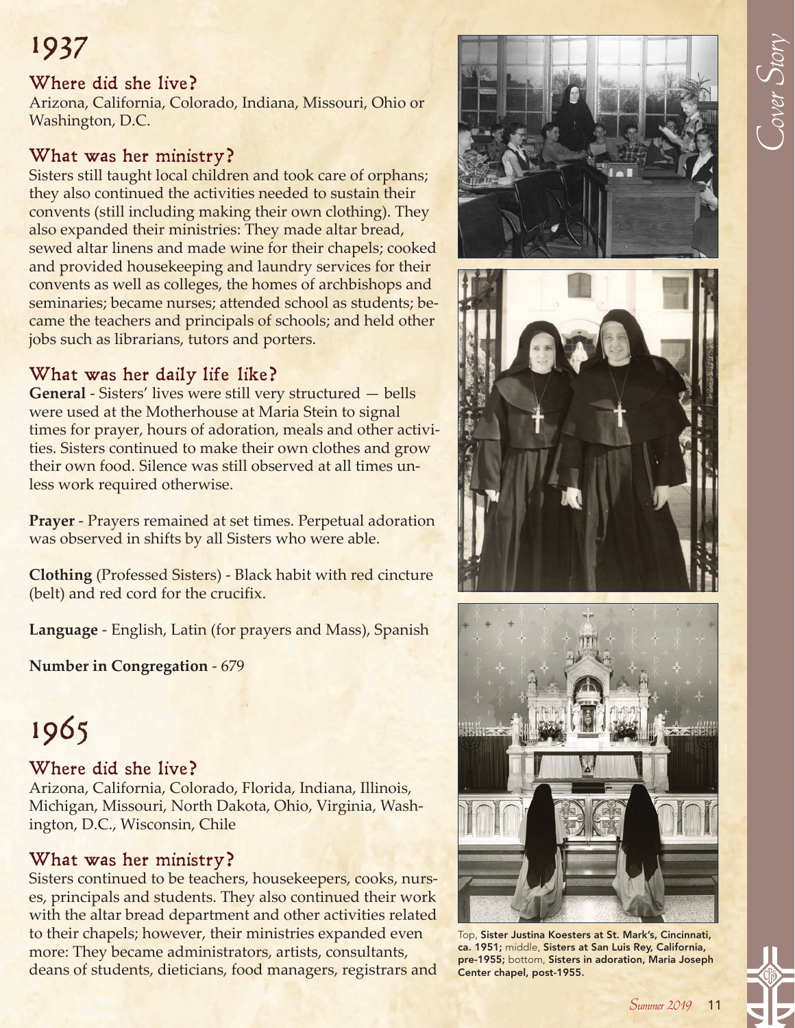# 1937

## Where did she live?

Arizona, California, Colorado, Indiana, Missouri, Ohio or Washington, D.C.

## What was her ministry?

Sisters still taught local children and took care of orphans; they also continued the activities needed to sustain their convents (still including making their own clothing). They also expanded their ministries: They made altar bread, sewed altar linens and made wine for their chapels; cooked and provided housekeeping and laundry services for their convents as well as colleges, the homes of archbishops and seminaries; became nurses; attended school as students; became the teachers and principals of schools; and held other jobs such as librarians, tutors and porters.

## What was her daily life like?

**General** - Sisters' lives were still very structured — bells were used at the Motherhouse at Maria Stein to signal times for prayer, hours of adoration, meals and other activities. Sisters continued to make their own clothes and grow their own food. Silence was still observed at all times unless work required otherwise.

**Prayer** - Prayers remained at set times. Perpetual adoration was observed in shifts by all Sisters who were able.

**Clothing** (Professed Sisters) - Black habit with red cincture (belt) and red cord for the crucifix.

**Language** - English, Latin (for prayers and Mass), Spanish

**Number in Congregation** - 679

# 1965

## Where did she live?

Arizona, California, Colorado, Florida, Indiana, Illinois, Michigan, Missouri, North Dakota, Ohio, Virginia, Washington, D.C., Wisconsin, Chile

## What was her ministry?

Sisters continued to be teachers, housekeepers, cooks, nurses, principals and students. They also continued their work with the altar bread department and other activities related to their chapels; however, their ministries expanded even more: They became administrators, artists, consultants, deans of students, dieticians, food managers, registrars and

Top, **Sister Justina Koesters at St. Mark's, Cincinnati, ca. 1951;** middle, **Sisters at San Luis Rey, California, pre-1955;** bottom, **Sisters in adoration, Maria Joseph Center chapel, post-1955.**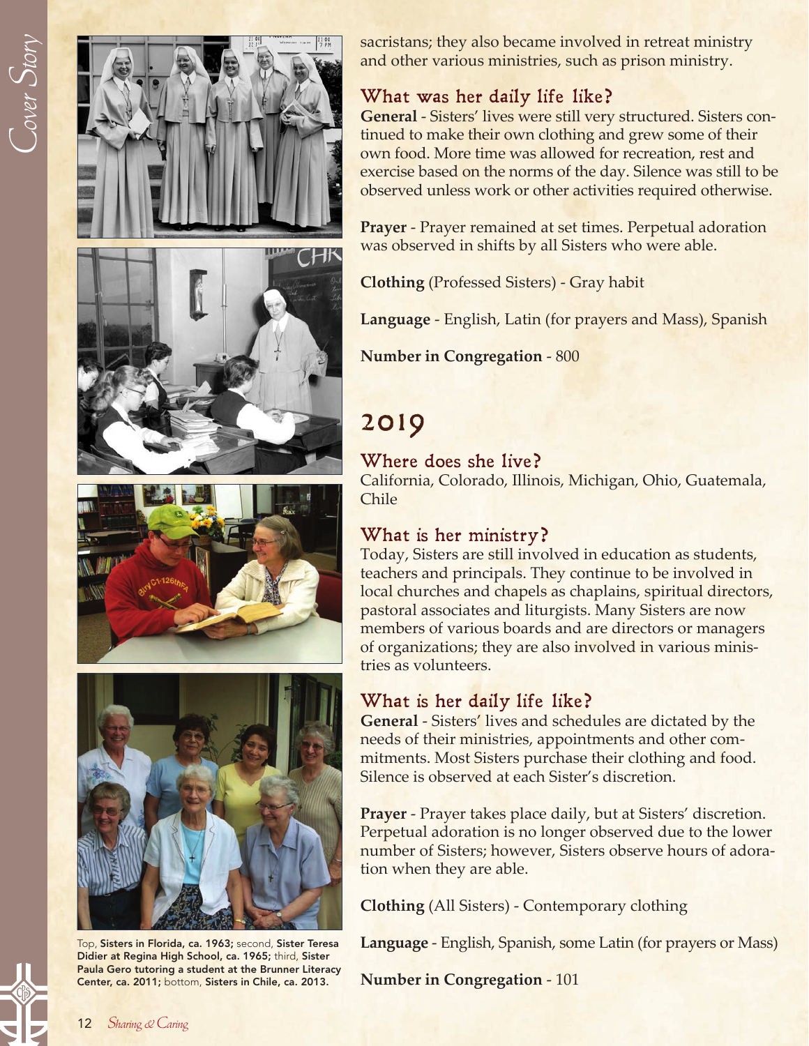sacristans; they also became involved in retreat ministry and other various ministries, such as prison ministry.

### What was her daily life like?

**General** - Sisters' lives were still very structured. Sisters continued to make their own clothing and grew some of their own food. More time was allowed for recreation, rest and exercise based on the norms of the day. Silence was still to be observed unless work or other activities required otherwise.

**Prayer** - Prayer remained at set times. Perpetual adoration was observed in shifts by all Sisters who were able.

**Clothing** (Professed Sisters) - Gray habit

**Language** - English, Latin (for prayers and Mass), Spanish

**Number in Congregation** - 800

## 2019

### Where does she live?

California, Colorado, Illinois, Michigan, Ohio, Guatemala, Chile

### What is her ministry?

Today, Sisters are still involved in education as students, teachers and principals. They continue to be involved in local churches and chapels as chaplains, spiritual directors, pastoral associates and liturgists. Many Sisters are now members of various boards and are directors or managers of organizations; they are also involved in various ministries as volunteers.

### What is her daily life like?

**General** - Sisters' lives and schedules are dictated by the needs of their ministries, appointments and other commitments. Most Sisters purchase their clothing and food. Silence is observed at each Sister's discretion.

**Prayer** - Prayer takes place daily, but at Sisters' discretion. Perpetual adoration is no longer observed due to the lower number of Sisters; however, Sisters observe hours of adoration when they are able.

**Clothing** (All Sisters) - Contemporary clothing

**Language** - English, Spanish, some Latin (for prayers or Mass)

**Number in Congregation** - 101

Top, **Sisters in Florida, ca. 1963;** second, **Sister Teresa Didier at Regina High School, ca. 1965;** third, **Sister Paula Gero tutoring a student at the Brunner Literacy Center, ca. 2011;** bottom, **Sisters in Chile, ca. 2013.**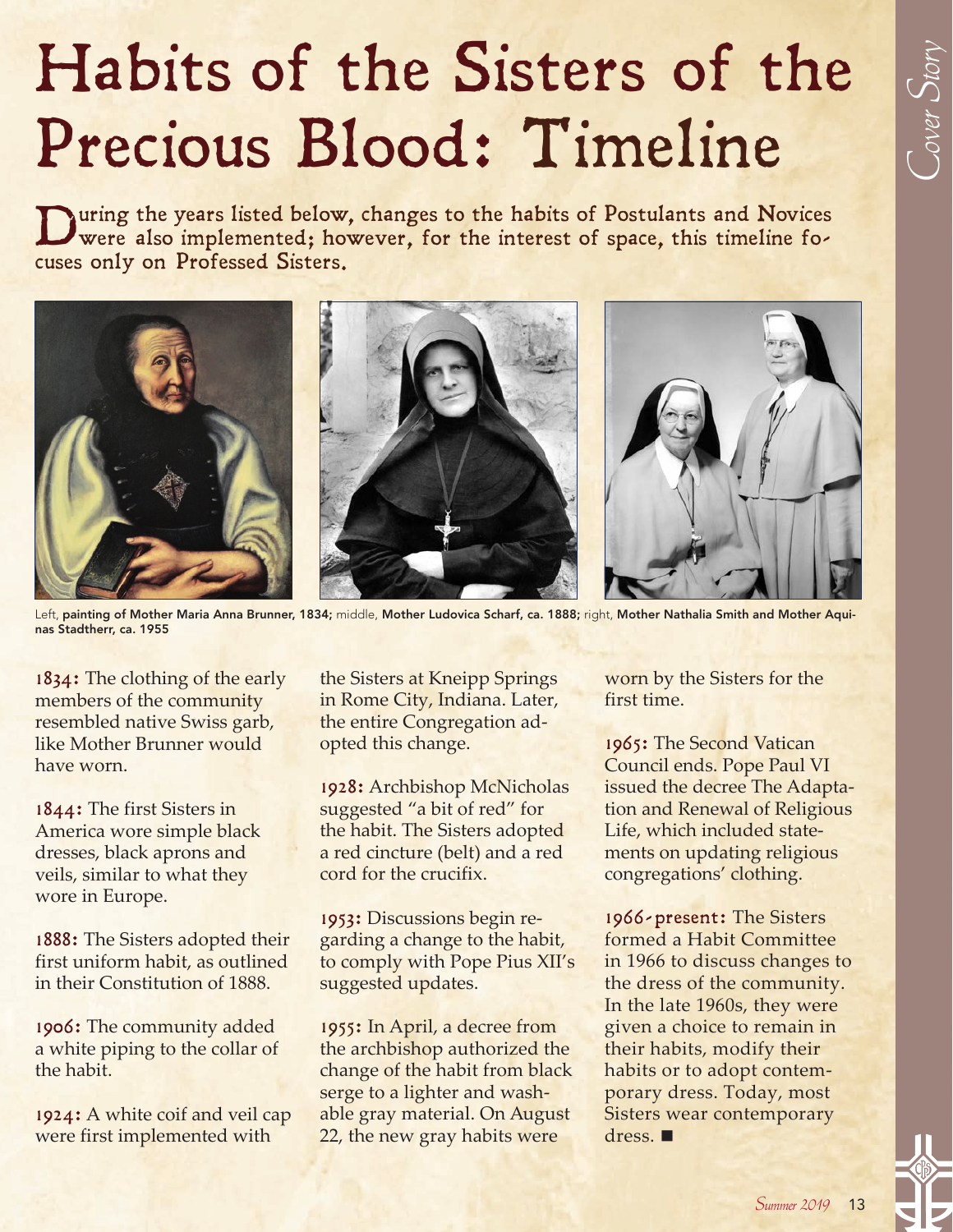# Habits of the Sisters of the Precious Blood: Timeline

During the years listed below, changes to the habits of Postulants and Novices were also implemented; however, for the interest of space, this timeline focuses only on Professed Sisters.

Left, **painting of Mother Maria Anna Brunner, 1834;** middle, **Mother Ludovica Scharf, ca. 1888;** right, **Mother Nathalia Smith and Mother Aquinas Stadtherr, ca. 1955**

**1834:** The clothing of the early members of the community resembled native Swiss garb, like Mother Brunner would have worn.

**1844:** The first Sisters in America wore simple black dresses, black aprons and veils, similar to what they wore in Europe.

**1888:** The Sisters adopted their first uniform habit, as outlined in their Constitution of 1888.

**1906:** The community added a white piping to the collar of the habit.

**1924:** A white coif and veil cap were first implemented with the Sisters at Kneipp Springs in Rome City, Indiana. Later, the entire Congregation adopted this change.

**1928:** Archbishop McNicholas suggested "a bit of red" for the habit. The Sisters adopted a red cincture (belt) and a red cord for the crucifix.

**1953:** Discussions begin regarding a change to the habit, to comply with Pope Pius XII's suggested updates.

**1955:** In April, a decree from the archbishop authorized the change of the habit from black serge to a lighter and washable gray material. On August 22, the new gray habits were worn by the Sisters for the first time.

**1965:** The Second Vatican Council ends. Pope Paul VI issued the decree The Adaptation and Renewal of Religious Life, which included statements on updating religious congregations' clothing.

**1966-present:** The Sisters formed a Habit Committee in 1966 to discuss changes to the dress of the community. In the late 1960s, they were given a choice to remain in their habits, modify their habits or to adopt contemporary dress. Today, most Sisters wear contemporary dress. ■